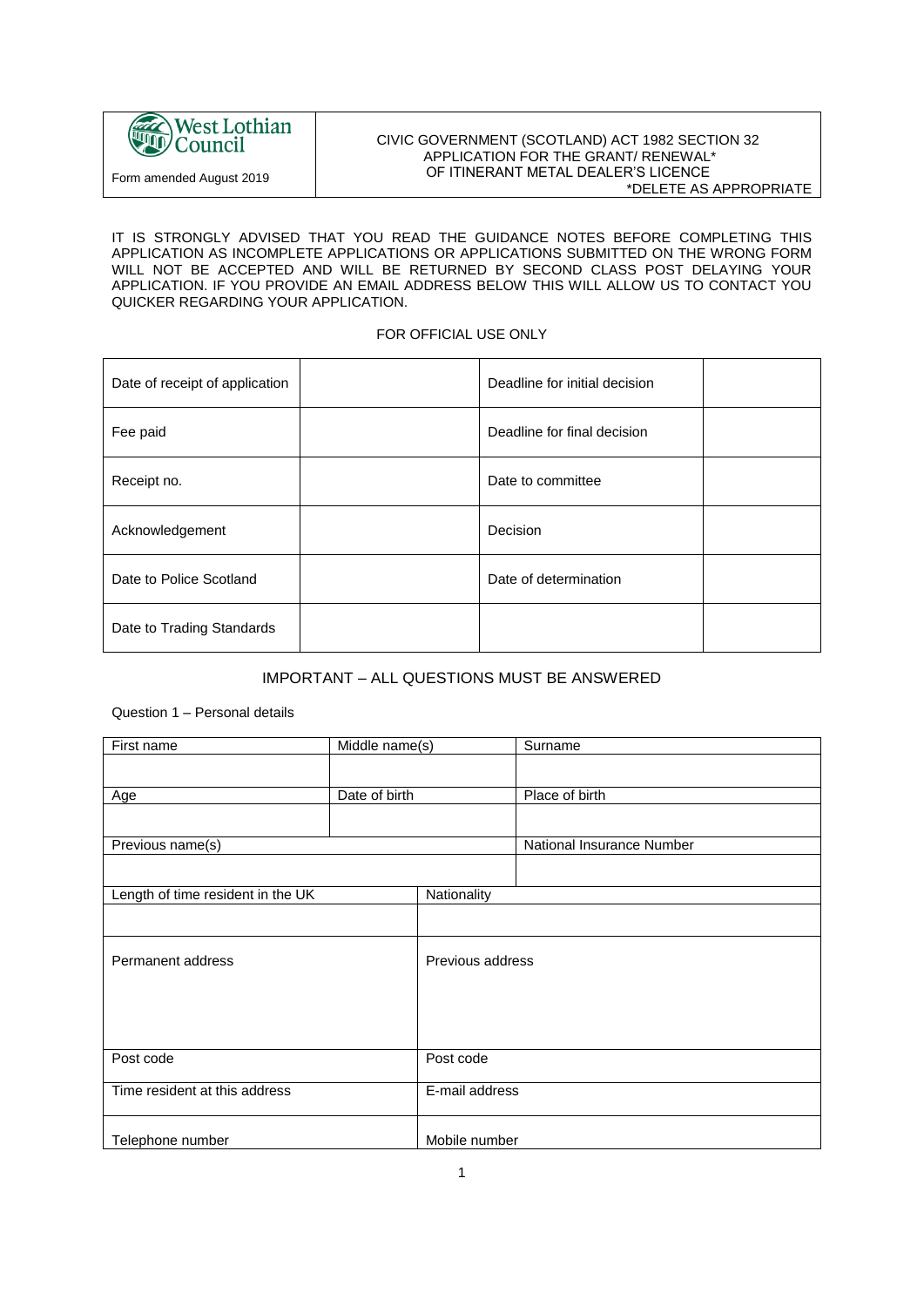| West Lothian Council<br>Form amended August 2019 | CIVIC GOVERNMENT (SCOTLAND) ACT 1982 SECTION 32<br>APPLICATION FOR THE GRANT/ RENEWAL*<br>OF ITINERANT METAL DEALER'S LICENCE<br>*DELETE AS APPROPRIATE |
|---|---|

IT IS STRONGLY ADVISED THAT YOU READ THE GUIDANCE NOTES BEFORE COMPLETING THIS APPLICATION AS INCOMPLETE APPLICATIONS OR APPLICATIONS SUBMITTED ON THE WRONG FORM WILL NOT BE ACCEPTED AND WILL BE RETURNED BY SECOND CLASS POST DELAYING YOUR APPLICATION. IF YOU PROVIDE AN EMAIL ADDRESS BELOW THIS WILL ALLOW US TO CONTACT YOU QUICKER REGARDING YOUR APPLICATION.

FOR OFFICIAL USE ONLY

| Date of receipt of application | | Deadline for initial decision | |
|---|---|---|---|
| Fee paid | | Deadline for final decision | |
| Receipt no. | | Date to committee | |
| Acknowledgement | | Decision | |
| Date to Police Scotland | | Date of determination | |
| Date to Trading Standards | | | |

IMPORTANT – ALL QUESTIONS MUST BE ANSWERED

Question 1 – Personal details

| First name | Middle name(s) | Surname |
|---|---|---|
| | | |
| Age | Date of birth | Place of birth |
| | | |
| Previous name(s) | | National Insurance Number |
| | | |

| Length of time resident in the UK | Nationality |
|---|---|
| | |
| Permanent address | Previous address |
| Post code | Post code |
| Time resident at this address | E-mail address |
| Telephone number | Mobile number |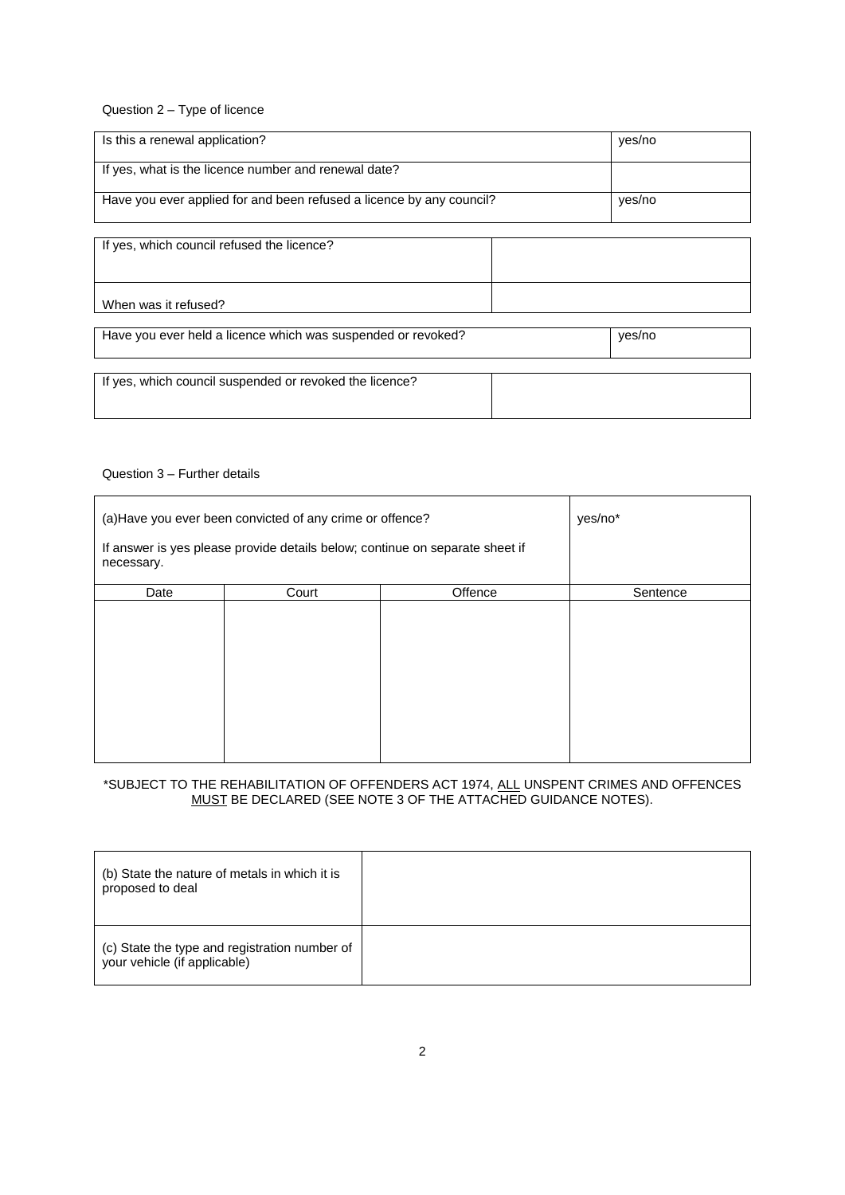Question 2 – Type of licence

| Is this a renewal application? | yes/no |
|---|---|
| If yes, what is the licence number and renewal date? | |
| Have you ever applied for and been refused a licence by any council? | yes/no |

| If yes, which council refused the licence? | |
|---|---|
| When was it refused? | |

| Have you ever held a licence which was suspended or revoked? | yes/no |
|---|---|

| If yes, which council suspended or revoked the licence? | |
|---|---|

Question 3 – Further details

| (a)Have you ever been convicted of any crime or offence?<br><br>If answer is yes please provide details below; continue on separate sheet if necessary. | | | yes/no* |
|---|---|---|---|
| Date | Court | Offence | Sentence |
| | | | |

\*SUBJECT TO THE REHABILITATION OF OFFENDERS ACT 1974, ALL UNSPENT CRIMES AND OFFENCES MUST BE DECLARED (SEE NOTE 3 OF THE ATTACHED GUIDANCE NOTES).

| (b) State the nature of metals in which it is proposed to deal | |
|---|---|
| (c) State the type and registration number of your vehicle (if applicable) | |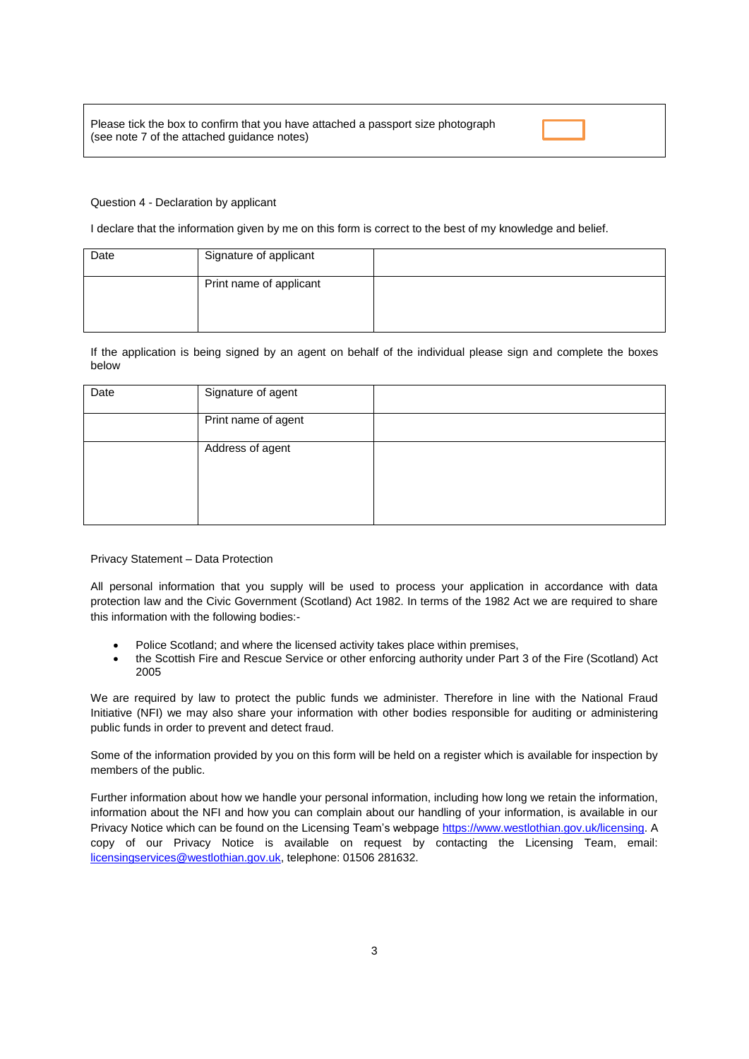| Please tick the box to confirm that you have attached a passport size photograph (see note 7 of the attached guidance notes) | ☐ |
|---|---|

Question 4 - Declaration by applicant

I declare that the information given by me on this form is correct to the best of my knowledge and belief.

| Date | Signature of applicant | |
|---|---|---|
| | Print name of applicant | |

If the application is being signed by an agent on behalf of the individual please sign and complete the boxes below

| Date | Signature of agent | |
|---|---|---|
| | Print name of agent | |
| | Address of agent | |

Privacy Statement – Data Protection

All personal information that you supply will be used to process your application in accordance with data protection law and the Civic Government (Scotland) Act 1982. In terms of the 1982 Act we are required to share this information with the following bodies:-

- Police Scotland; and where the licensed activity takes place within premises,
- the Scottish Fire and Rescue Service or other enforcing authority under Part 3 of the Fire (Scotland) Act 2005

We are required by law to protect the public funds we administer. Therefore in line with the National Fraud Initiative (NFI) we may also share your information with other bodies responsible for auditing or administering public funds in order to prevent and detect fraud.

Some of the information provided by you on this form will be held on a register which is available for inspection by members of the public.

Further information about how we handle your personal information, including how long we retain the information, information about the NFI and how you can complain about our handling of your information, is available in our Privacy Notice which can be found on the Licensing Team's webpage https://www.westlothian.gov.uk/licensing. A copy of our Privacy Notice is available on request by contacting the Licensing Team, email: licensingservices@westlothian.gov.uk, telephone: 01506 281632.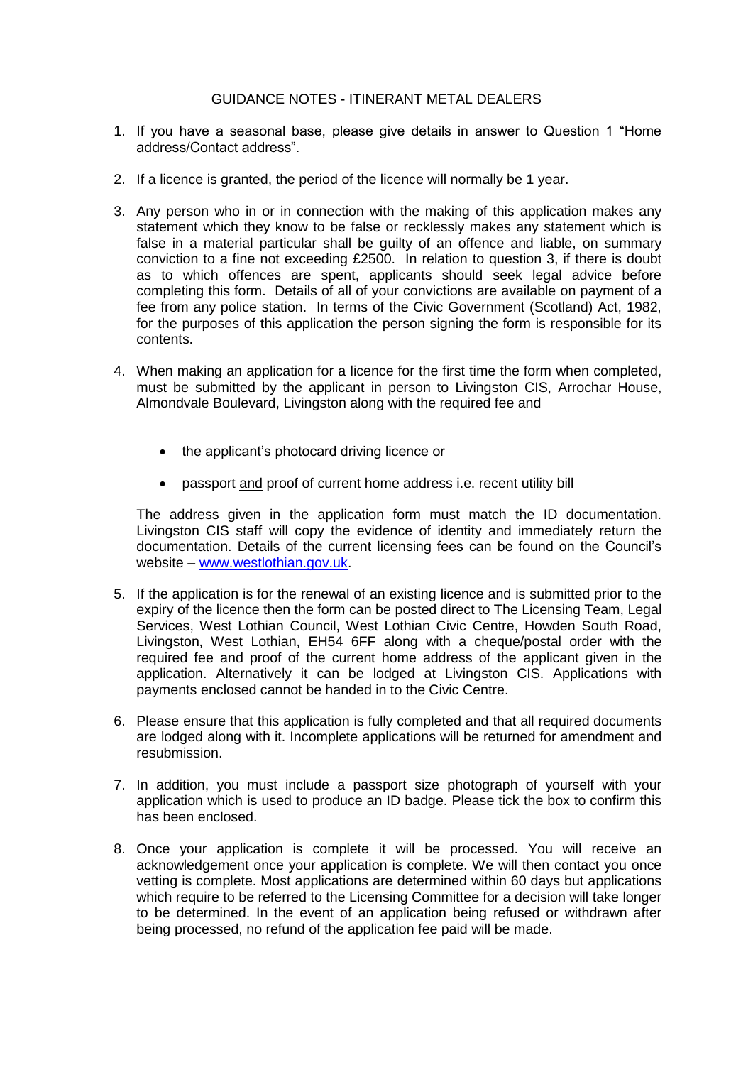# GUIDANCE NOTES - ITINERANT METAL DEALERS

1. If you have a seasonal base, please give details in answer to Question 1 "Home address/Contact address".

2. If a licence is granted, the period of the licence will normally be 1 year.

3. Any person who in or in connection with the making of this application makes any statement which they know to be false or recklessly makes any statement which is false in a material particular shall be guilty of an offence and liable, on summary conviction to a fine not exceeding £2500. In relation to question 3, if there is doubt as to which offences are spent, applicants should seek legal advice before completing this form. Details of all of your convictions are available on payment of a fee from any police station. In terms of the Civic Government (Scotland) Act, 1982, for the purposes of this application the person signing the form is responsible for its contents.

4. When making an application for a licence for the first time the form when completed, must be submitted by the applicant in person to Livingston CIS, Arrochar House, Almondvale Boulevard, Livingston along with the required fee and

   - the applicant's photocard driving licence or
   - passport and proof of current home address i.e. recent utility bill

   The address given in the application form must match the ID documentation. Livingston CIS staff will copy the evidence of identity and immediately return the documentation. Details of the current licensing fees can be found on the Council's website – [www.westlothian.gov.uk](http://www.westlothian.gov.uk).

5. If the application is for the renewal of an existing licence and is submitted prior to the expiry of the licence then the form can be posted direct to The Licensing Team, Legal Services, West Lothian Council, West Lothian Civic Centre, Howden South Road, Livingston, West Lothian, EH54 6FF along with a cheque/postal order with the required fee and proof of the current home address of the applicant given in the application. Alternatively it can be lodged at Livingston CIS. Applications with payments enclosed cannot be handed in to the Civic Centre.

6. Please ensure that this application is fully completed and that all required documents are lodged along with it. Incomplete applications will be returned for amendment and resubmission.

7. In addition, you must include a passport size photograph of yourself with your application which is used to produce an ID badge. Please tick the box to confirm this has been enclosed.

8. Once your application is complete it will be processed. You will receive an acknowledgement once your application is complete. We will then contact you once vetting is complete. Most applications are determined within 60 days but applications which require to be referred to the Licensing Committee for a decision will take longer to be determined. In the event of an application being refused or withdrawn after being processed, no refund of the application fee paid will be made.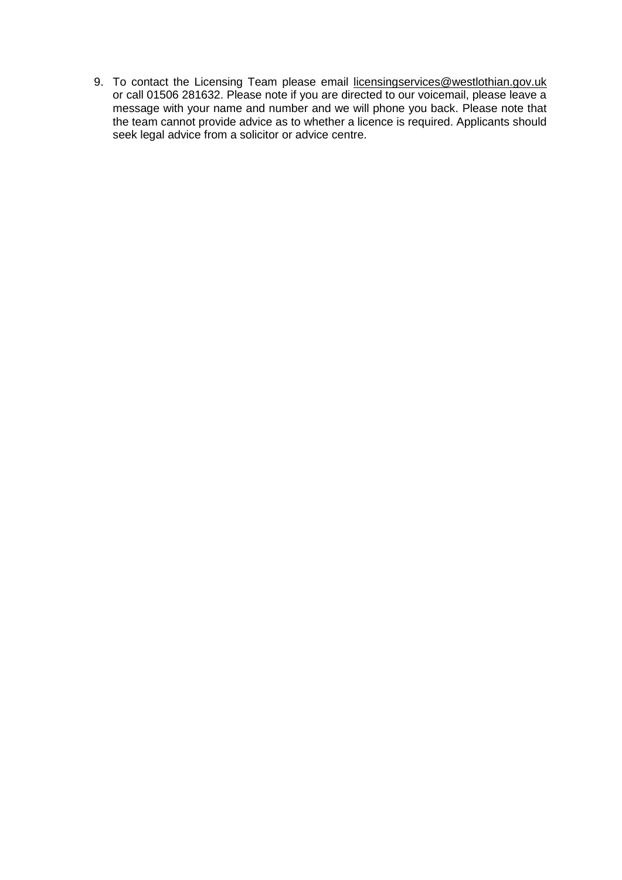9. To contact the Licensing Team please email licensingservices@westlothian.gov.uk or call 01506 281632. Please note if you are directed to our voicemail, please leave a message with your name and number and we will phone you back. Please note that the team cannot provide advice as to whether a licence is required. Applicants should seek legal advice from a solicitor or advice centre.